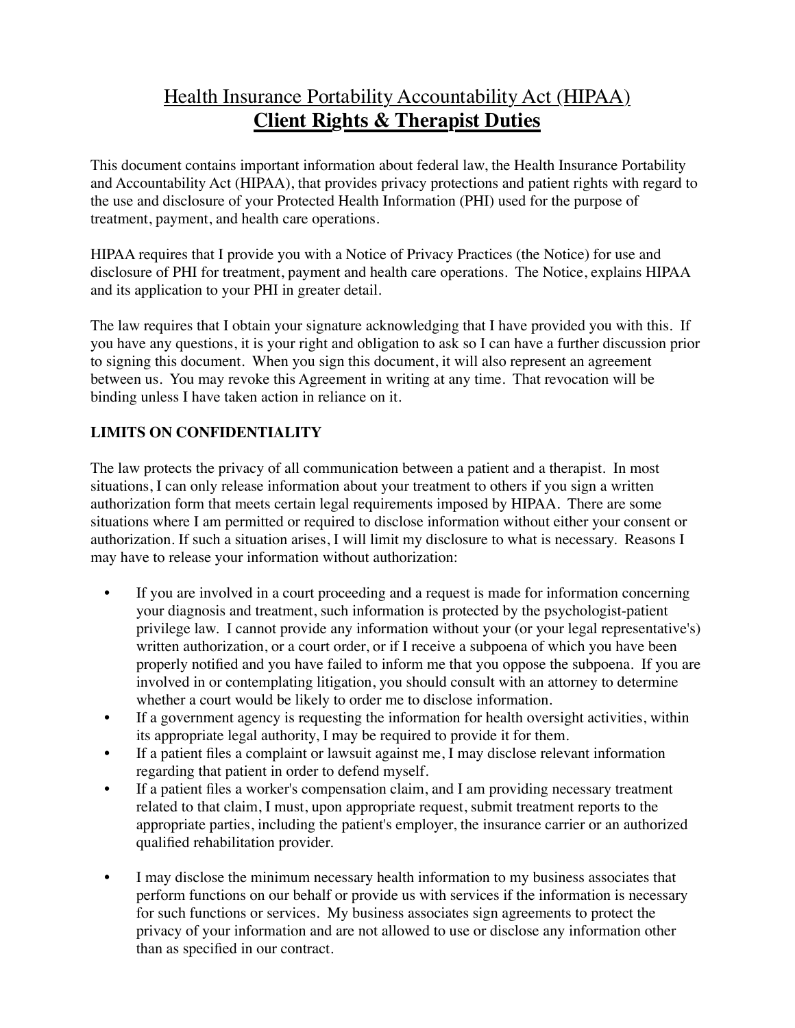# Health Insurance Portability Accountability Act (HIPAA)
# **Client Rights & Therapist Duties**

This document contains important information about federal law, the Health Insurance Portability and Accountability Act (HIPAA), that provides privacy protections and patient rights with regard to the use and disclosure of your Protected Health Information (PHI) used for the purpose of treatment, payment, and health care operations.

HIPAA requires that I provide you with a Notice of Privacy Practices (the Notice) for use and disclosure of PHI for treatment, payment and health care operations. The Notice, explains HIPAA and its application to your PHI in greater detail.

The law requires that I obtain your signature acknowledging that I have provided you with this. If you have any questions, it is your right and obligation to ask so I can have a further discussion prior to signing this document. When you sign this document, it will also represent an agreement between us. You may revoke this Agreement in writing at any time. That revocation will be binding unless I have taken action in reliance on it.

## LIMITS ON CONFIDENTIALITY

The law protects the privacy of all communication between a patient and a therapist. In most situations, I can only release information about your treatment to others if you sign a written authorization form that meets certain legal requirements imposed by HIPAA. There are some situations where I am permitted or required to disclose information without either your consent or authorization. If such a situation arises, I will limit my disclosure to what is necessary. Reasons I may have to release your information without authorization:

- If you are involved in a court proceeding and a request is made for information concerning your diagnosis and treatment, such information is protected by the psychologist-patient privilege law. I cannot provide any information without your (or your legal representative's) written authorization, or a court order, or if I receive a subpoena of which you have been properly notified and you have failed to inform me that you oppose the subpoena. If you are involved in or contemplating litigation, you should consult with an attorney to determine whether a court would be likely to order me to disclose information.
- If a government agency is requesting the information for health oversight activities, within its appropriate legal authority, I may be required to provide it for them.
- If a patient files a complaint or lawsuit against me, I may disclose relevant information regarding that patient in order to defend myself.
- If a patient files a worker's compensation claim, and I am providing necessary treatment related to that claim, I must, upon appropriate request, submit treatment reports to the appropriate parties, including the patient's employer, the insurance carrier or an authorized qualified rehabilitation provider.
- I may disclose the minimum necessary health information to my business associates that perform functions on our behalf or provide us with services if the information is necessary for such functions or services. My business associates sign agreements to protect the privacy of your information and are not allowed to use or disclose any information other than as specified in our contract.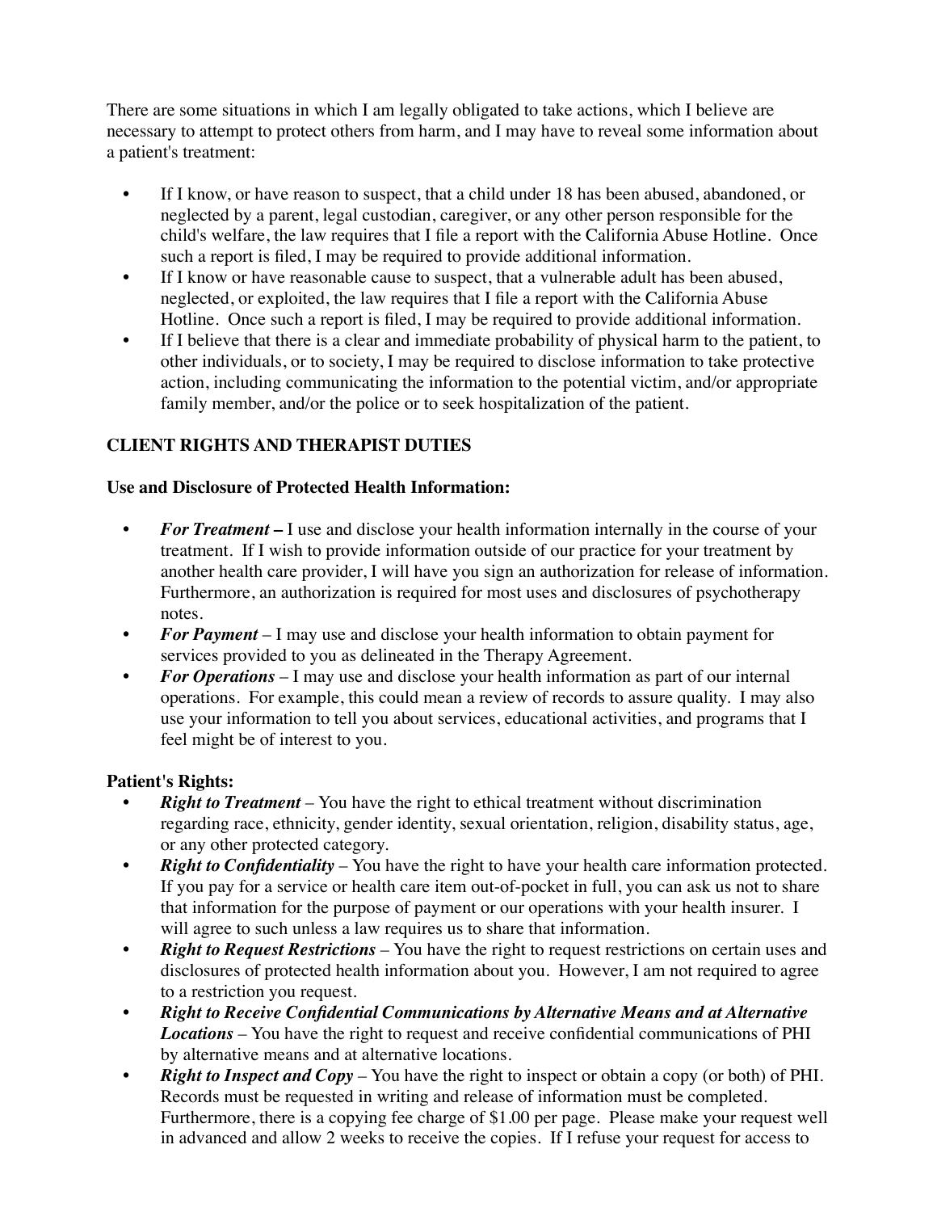There are some situations in which I am legally obligated to take actions, which I believe are necessary to attempt to protect others from harm, and I may have to reveal some information about a patient's treatment:

- If I know, or have reason to suspect, that a child under 18 has been abused, abandoned, or neglected by a parent, legal custodian, caregiver, or any other person responsible for the child's welfare, the law requires that I file a report with the California Abuse Hotline. Once such a report is filed, I may be required to provide additional information.
- If I know or have reasonable cause to suspect, that a vulnerable adult has been abused, neglected, or exploited, the law requires that I file a report with the California Abuse Hotline. Once such a report is filed, I may be required to provide additional information.
- If I believe that there is a clear and immediate probability of physical harm to the patient, to other individuals, or to society, I may be required to disclose information to take protective action, including communicating the information to the potential victim, and/or appropriate family member, and/or the police or to seek hospitalization of the patient.

## CLIENT RIGHTS AND THERAPIST DUTIES

### Use and Disclosure of Protected Health Information:

- ***For Treatment* –** I use and disclose your health information internally in the course of your treatment. If I wish to provide information outside of our practice for your treatment by another health care provider, I will have you sign an authorization for release of information. Furthermore, an authorization is required for most uses and disclosures of psychotherapy notes.
- ***For Payment*** – I may use and disclose your health information to obtain payment for services provided to you as delineated in the Therapy Agreement.
- ***For Operations*** – I may use and disclose your health information as part of our internal operations. For example, this could mean a review of records to assure quality. I may also use your information to tell you about services, educational activities, and programs that I feel might be of interest to you.

### Patient's Rights:

- ***Right to Treatment*** – You have the right to ethical treatment without discrimination regarding race, ethnicity, gender identity, sexual orientation, religion, disability status, age, or any other protected category.
- ***Right to Confidentiality*** – You have the right to have your health care information protected. If you pay for a service or health care item out-of-pocket in full, you can ask us not to share that information for the purpose of payment or our operations with your health insurer. I will agree to such unless a law requires us to share that information.
- ***Right to Request Restrictions*** – You have the right to request restrictions on certain uses and disclosures of protected health information about you. However, I am not required to agree to a restriction you request.
- ***Right to Receive Confidential Communications by Alternative Means and at Alternative Locations*** – You have the right to request and receive confidential communications of PHI by alternative means and at alternative locations.
- ***Right to Inspect and Copy*** – You have the right to inspect or obtain a copy (or both) of PHI. Records must be requested in writing and release of information must be completed. Furthermore, there is a copying fee charge of $1.00 per page. Please make your request well in advanced and allow 2 weeks to receive the copies. If I refuse your request for access to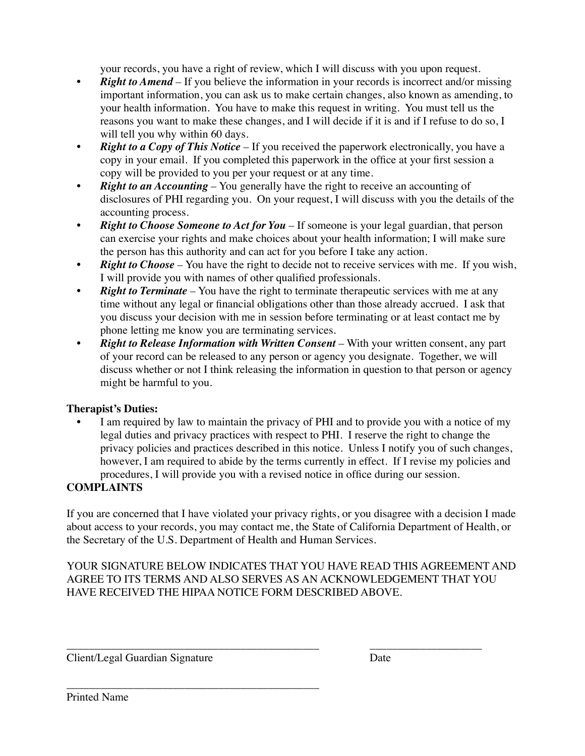your records, you have a right of review, which I will discuss with you upon request.

- ***Right to Amend*** – If you believe the information in your records is incorrect and/or missing important information, you can ask us to make certain changes, also known as amending, to your health information. You have to make this request in writing. You must tell us the reasons you want to make these changes, and I will decide if it is and if I refuse to do so, I will tell you why within 60 days.
- ***Right to a Copy of This Notice*** – If you received the paperwork electronically, you have a copy in your email. If you completed this paperwork in the office at your first session a copy will be provided to you per your request or at any time.
- ***Right to an Accounting*** – You generally have the right to receive an accounting of disclosures of PHI regarding you. On your request, I will discuss with you the details of the accounting process.
- ***Right to Choose Someone to Act for You*** – If someone is your legal guardian, that person can exercise your rights and make choices about your health information; I will make sure the person has this authority and can act for you before I take any action.
- ***Right to Choose*** – You have the right to decide not to receive services with me. If you wish, I will provide you with names of other qualified professionals.
- ***Right to Terminate*** – You have the right to terminate therapeutic services with me at any time without any legal or financial obligations other than those already accrued. I ask that you discuss your decision with me in session before terminating or at least contact me by phone letting me know you are terminating services.
- ***Right to Release Information with Written Consent*** – With your written consent, any part of your record can be released to any person or agency you designate. Together, we will discuss whether or not I think releasing the information in question to that person or agency might be harmful to you.

**Therapist's Duties:**

- I am required by law to maintain the privacy of PHI and to provide you with a notice of my legal duties and privacy practices with respect to PHI. I reserve the right to change the privacy policies and practices described in this notice. Unless I notify you of such changes, however, I am required to abide by the terms currently in effect. If I revise my policies and procedures, I will provide you with a revised notice in office during our session.

**COMPLAINTS**

If you are concerned that I have violated your privacy rights, or you disagree with a decision I made about access to your records, you may contact me, the State of California Department of Health, or the Secretary of the U.S. Department of Health and Human Services.

YOUR SIGNATURE BELOW INDICATES THAT YOU HAVE READ THIS AGREEMENT AND AGREE TO ITS TERMS AND ALSO SERVES AS AN ACKNOWLEDGEMENT THAT YOU HAVE RECEIVED THE HIPAA NOTICE FORM DESCRIBED ABOVE.

_______________________________________________ ____________________

Client/Legal Guardian Signature Date

_______________________________________________

Printed Name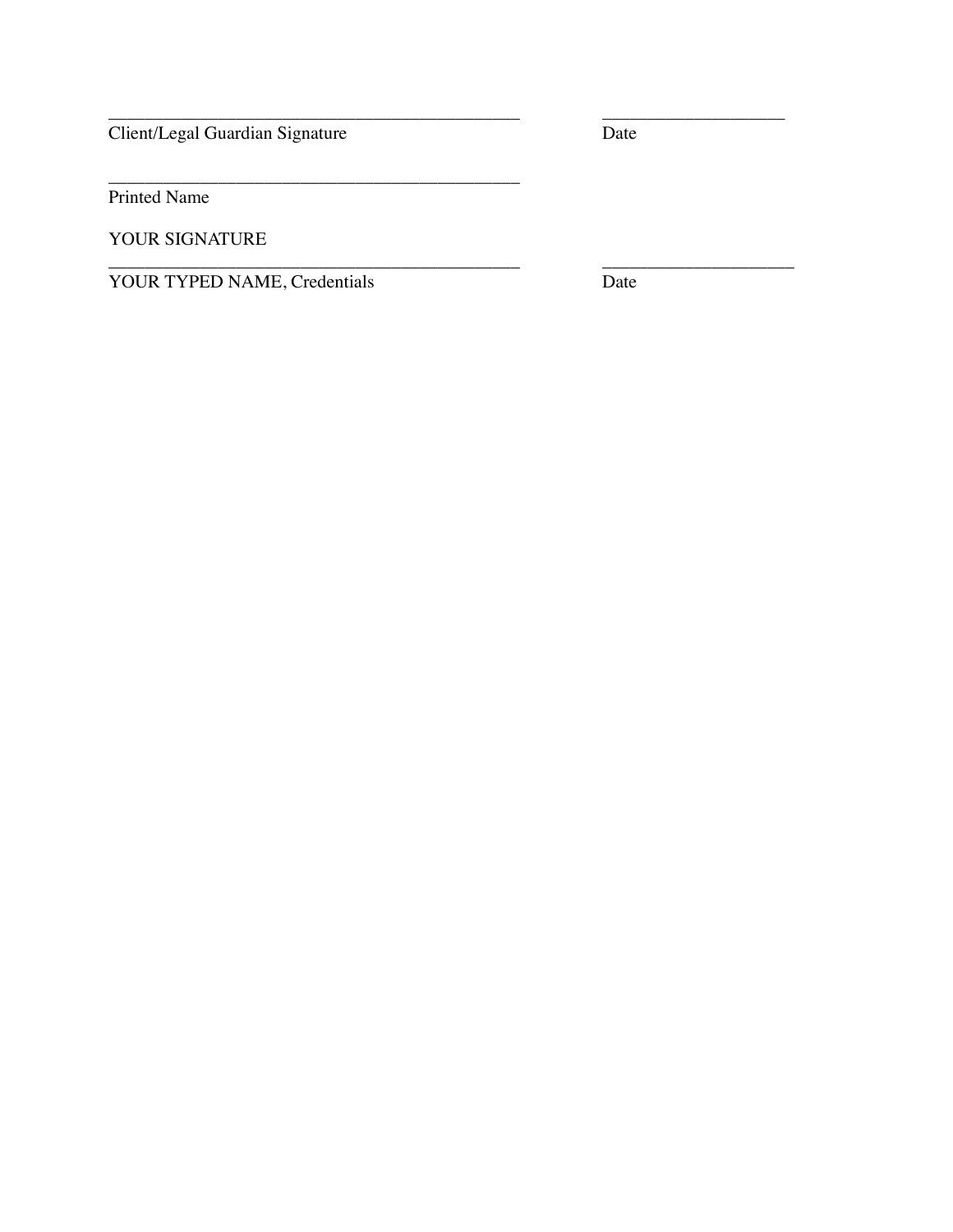_______________________________________________ ____________________
Client/Legal Guardian Signature Date

_______________________________________________
Printed Name

YOUR SIGNATURE
_______________________________________________ _____________________
YOUR TYPED NAME, Credentials Date